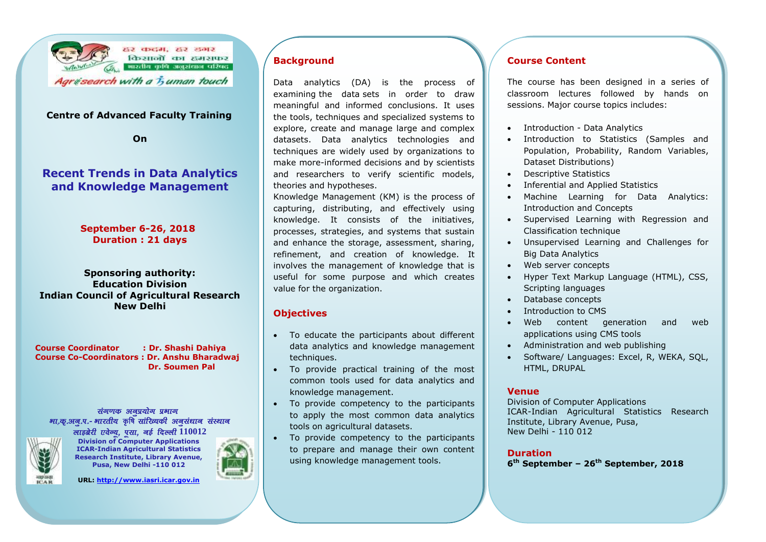हर कदम, हर डगर
किसानों का हमसफर
भारतीय कृषि अनुसंधान परिषद

*Agrisearch with a human touch*

**Centre of Advanced Faculty Training**

**On**

# Recent Trends in Data Analytics and Knowledge Management

**September 6-26, 2018**
**Duration : 21 days**

**Sponsoring authority:**
**Education Division**
**Indian Council of Agricultural Research**
**New Delhi**

**Course Coordinator : Dr. Shashi Dahiya**
**Course Co-Coordinators : Dr. Anshu Bharadwaj**
**Dr. Soumen Pal**

संगणक अनुप्रयोग प्रभाग
भा.कृ.अनु.प.- भारतीय कृषि सांख्यिकी अनुसंधान संस्थान
लाइब्रेरी एवेन्यू, पूसा, नई दिल्ली 110012

**Division of Computer Applications**
**ICAR-Indian Agricultural Statistics Research Institute, Library Avenue, Pusa, New Delhi -110 012**

**URL: http://www.iasri.icar.gov.in**

## Background

Data analytics (DA) is the process of examining the data sets in order to draw meaningful and informed conclusions. It uses the tools, techniques and specialized systems to explore, create and manage large and complex datasets. Data analytics technologies and techniques are widely used by organizations to make more-informed decisions and by scientists and researchers to verify scientific models, theories and hypotheses.

Knowledge Management (KM) is the process of capturing, distributing, and effectively using knowledge. It consists of the initiatives, processes, strategies, and systems that sustain and enhance the storage, assessment, sharing, refinement, and creation of knowledge. It involves the management of knowledge that is useful for some purpose and which creates value for the organization.

## Objectives

- To educate the participants about different data analytics and knowledge management techniques.
- To provide practical training of the most common tools used for data analytics and knowledge management.
- To provide competency to the participants to apply the most common data analytics tools on agricultural datasets.
- To provide competency to the participants to prepare and manage their own content using knowledge management tools.

## Course Content

The course has been designed in a series of classroom lectures followed by hands on sessions. Major course topics includes:

- Introduction - Data Analytics
- Introduction to Statistics (Samples and Population, Probability, Random Variables, Dataset Distributions)
- Descriptive Statistics
- Inferential and Applied Statistics
- Machine Learning for Data Analytics: Introduction and Concepts
- Supervised Learning with Regression and Classification technique
- Unsupervised Learning and Challenges for Big Data Analytics
- Web server concepts
- Hyper Text Markup Language (HTML), CSS, Scripting languages
- Database concepts
- Introduction to CMS
- Web content generation and web applications using CMS tools
- Administration and web publishing
- Software/ Languages: Excel, R, WEKA, SQL, HTML, DRUPAL

## Venue

Division of Computer Applications
ICAR-Indian Agricultural Statistics Research Institute, Library Avenue, Pusa,
New Delhi - 110 012

## Duration

**6th September – 26th September, 2018**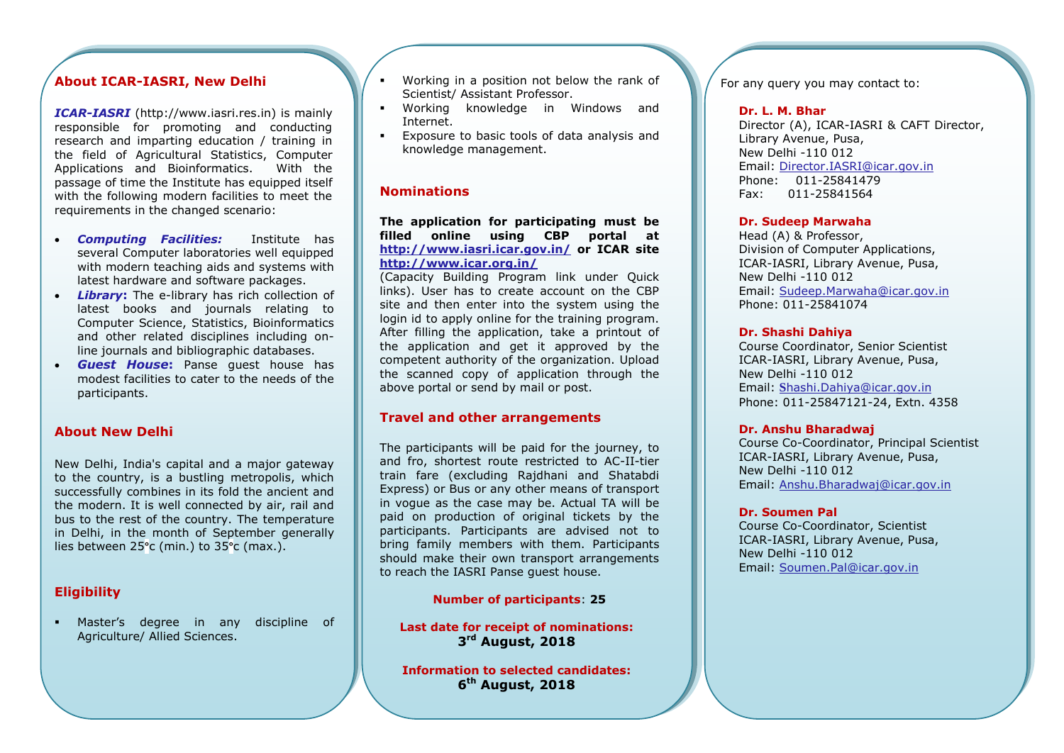## About ICAR-IASRI, New Delhi

***ICAR-IASRI*** (http://www.iasri.res.in) is mainly responsible for promoting and conducting research and imparting education / training in the field of Agricultural Statistics, Computer Applications and Bioinformatics. With the passage of time the Institute has equipped itself with the following modern facilities to meet the requirements in the changed scenario:

- ***Computing Facilities:*** Institute has several Computer laboratories well equipped with modern teaching aids and systems with latest hardware and software packages.
- ***Library*:** The e-library has rich collection of latest books and journals relating to Computer Science, Statistics, Bioinformatics and other related disciplines including on-line journals and bibliographic databases.
- ***Guest House*:** Panse guest house has modest facilities to cater to the needs of the participants.

## About New Delhi

New Delhi, India's capital and a major gateway to the country, is a bustling metropolis, which successfully combines in its fold the ancient and the modern. It is well connected by air, rail and bus to the rest of the country. The temperature in Delhi, in the month of September generally lies between 25°c (min.) to 35°c (max.).

## Eligibility

- Master's degree in any discipline of Agriculture/ Allied Sciences.
- Working in a position not below the rank of Scientist/ Assistant Professor.
- Working knowledge in Windows and Internet.
- Exposure to basic tools of data analysis and knowledge management.

## Nominations

**The application for participating must be filled online using CBP portal at http://www.iasri.icar.gov.in/ or ICAR site http://www.icar.org.in/**
(Capacity Building Program link under Quick links). User has to create account on the CBP site and then enter into the system using the login id to apply online for the training program. After filling the application, take a printout of the application and get it approved by the competent authority of the organization. Upload the scanned copy of application through the above portal or send by mail or post.

## Travel and other arrangements

The participants will be paid for the journey, to and fro, shortest route restricted to AC-II-tier train fare (excluding Rajdhani and Shatabdi Express) or Bus or any other means of transport in vogue as the case may be. Actual TA will be paid on production of original tickets by the participants. Participants are advised not to bring family members with them. Participants should make their own transport arrangements to reach the IASRI Panse guest house.

**Number of participants**: **25**

**Last date for receipt of nominations:**
**3rd August, 2018**

**Information to selected candidates:**
**6th August, 2018**

For any query you may contact to:

**Dr. L. M. Bhar**
Director (A), ICAR-IASRI & CAFT Director,
Library Avenue, Pusa,
New Delhi -110 012
Email: Director.IASRI@icar.gov.in
Phone: 011-25841479
Fax: 011-25841564

**Dr. Sudeep Marwaha**
Head (A) & Professor,
Division of Computer Applications,
ICAR-IASRI, Library Avenue, Pusa,
New Delhi -110 012
Email: Sudeep.Marwaha@icar.gov.in
Phone: 011-25841074

**Dr. Shashi Dahiya**
Course Coordinator, Senior Scientist
ICAR-IASRI, Library Avenue, Pusa,
New Delhi -110 012
Email: Shashi.Dahiya@icar.gov.in
Phone: 011-25847121-24, Extn. 4358

**Dr. Anshu Bharadwaj**
Course Co-Coordinator, Principal Scientist
ICAR-IASRI, Library Avenue, Pusa,
New Delhi -110 012
Email: Anshu.Bharadwaj@icar.gov.in

**Dr. Soumen Pal**
Course Co-Coordinator, Scientist
ICAR-IASRI, Library Avenue, Pusa,
New Delhi -110 012
Email: Soumen.Pal@icar.gov.in